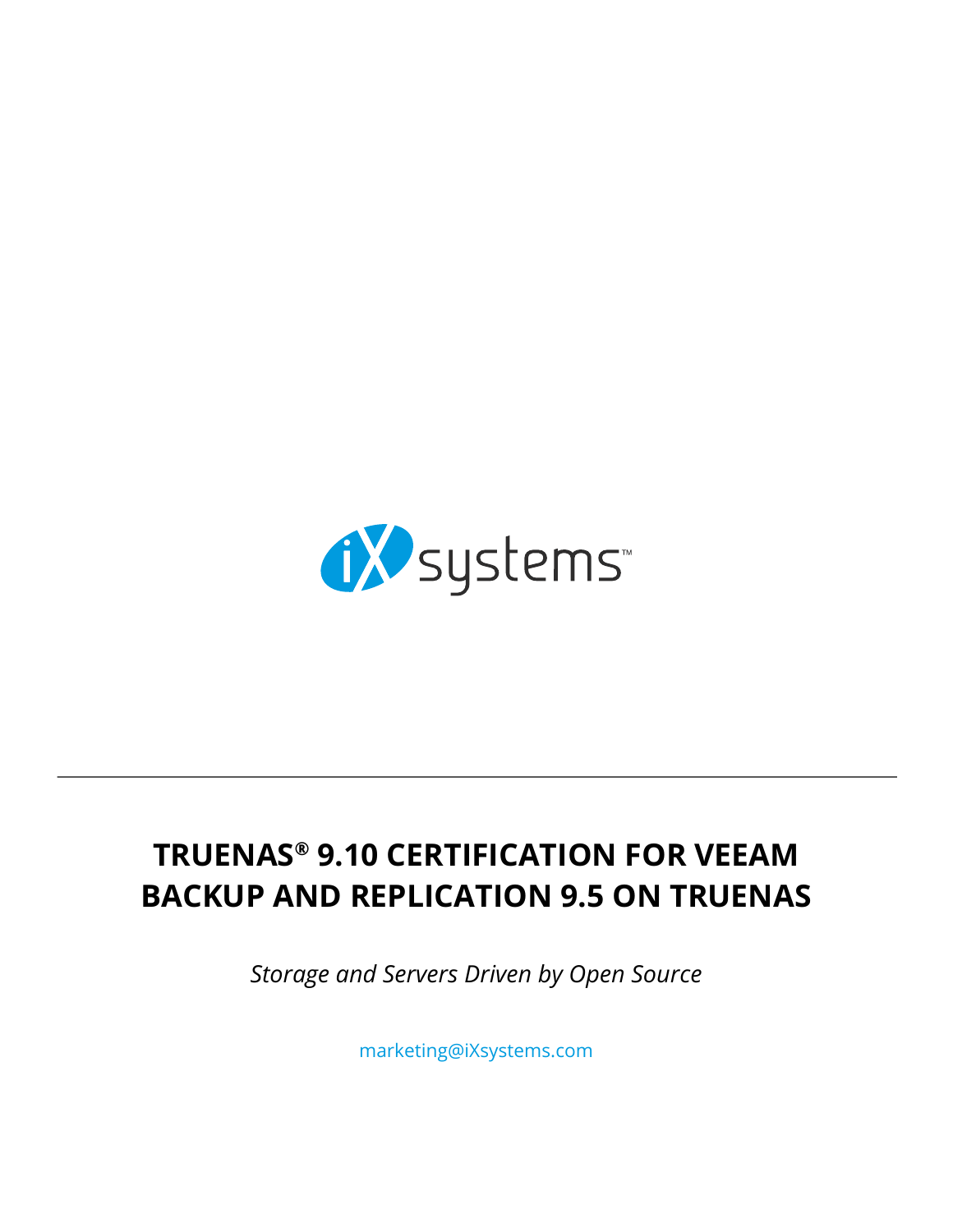# TRUENAS® 9.10 CERTIFICATION FOR VEEAM BACKUP AND REPLICATION 9.5 ON TRUENAS

*Storage and Servers Driven by Open Source*

marketing@iXsystems.com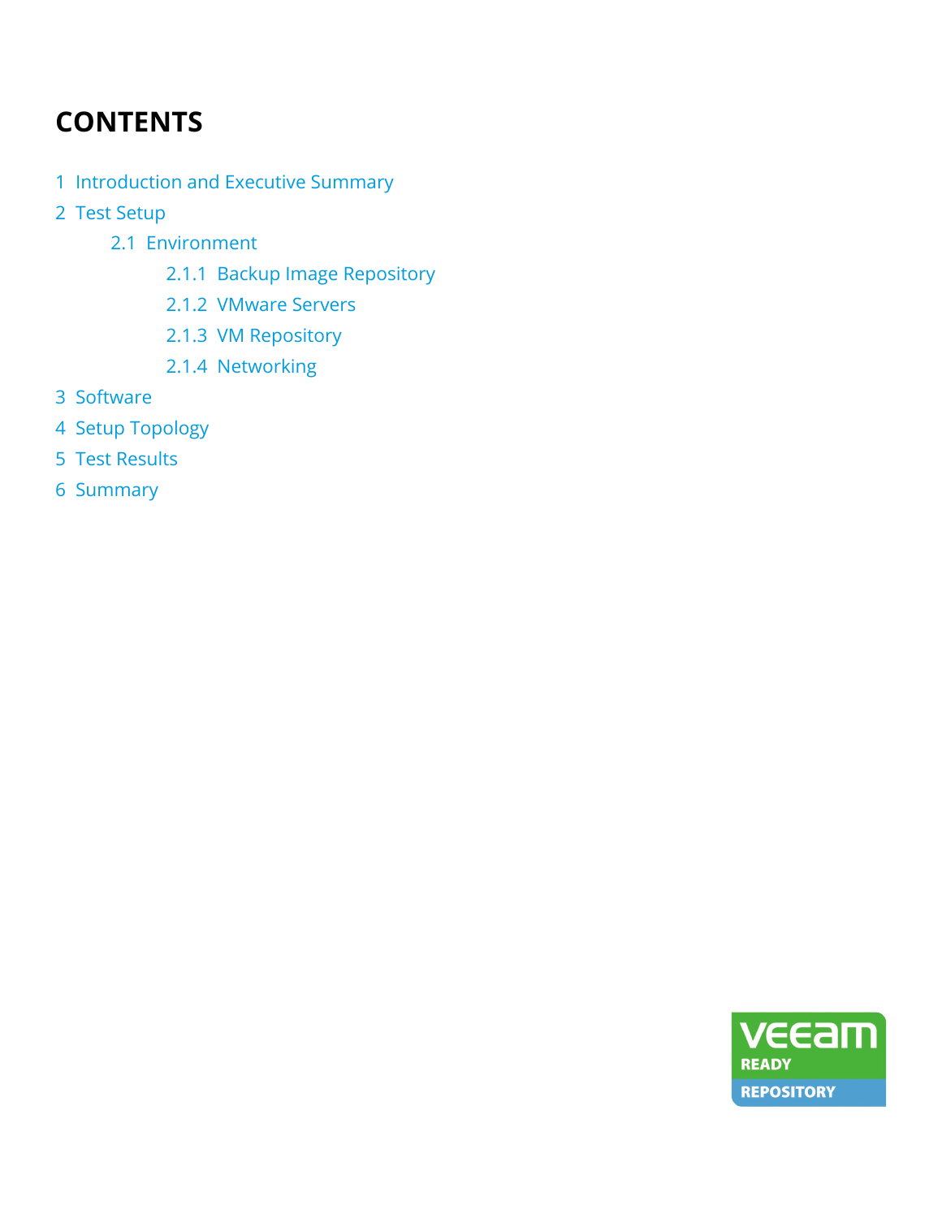# CONTENTS

1 Introduction and Executive Summary

2 Test Setup

- 2.1 Environment
  - 2.1.1 Backup Image Repository
  - 2.1.2 VMware Servers
  - 2.1.3 VM Repository
  - 2.1.4 Networking

3 Software

4 Setup Topology

5 Test Results

6 Summary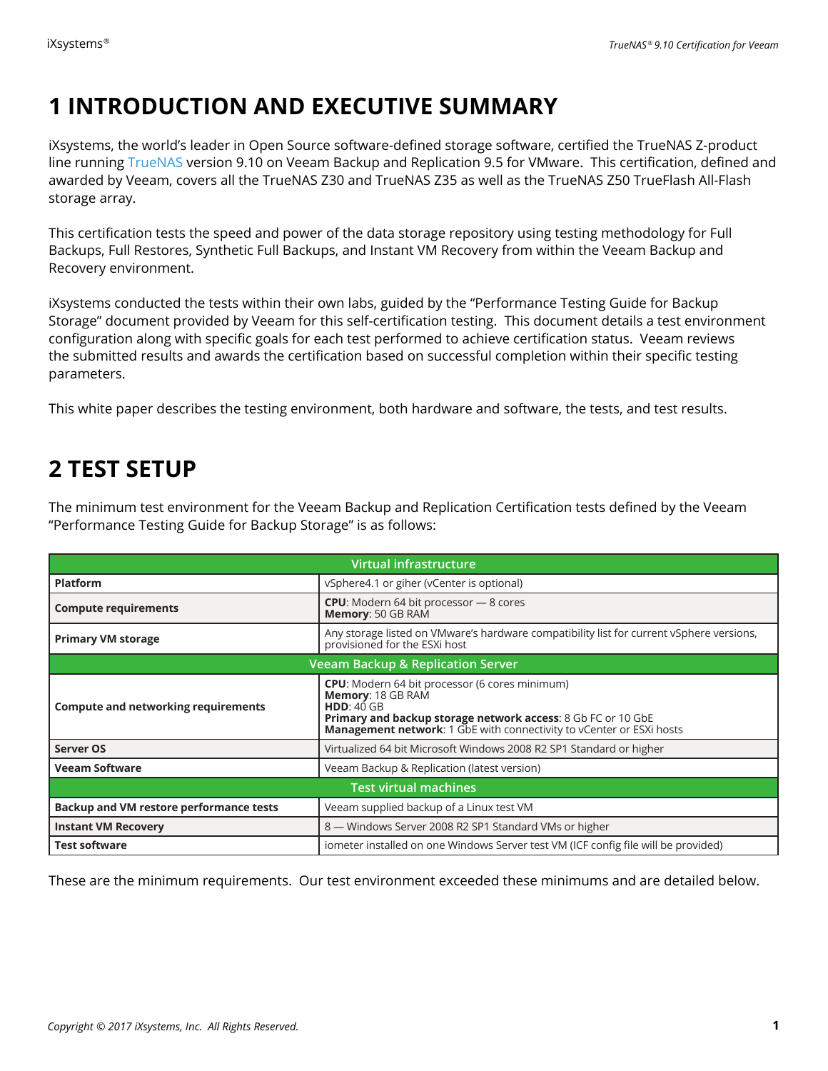# 1 INTRODUCTION AND EXECUTIVE SUMMARY

iXsystems, the world's leader in Open Source software-defined storage software, certified the TrueNAS Z-product line running TrueNAS version 9.10 on Veeam Backup and Replication 9.5 for VMware. This certification, defined and awarded by Veeam, covers all the TrueNAS Z30 and TrueNAS Z35 as well as the TrueNAS Z50 TrueFlash All-Flash storage array.

This certification tests the speed and power of the data storage repository using testing methodology for Full Backups, Full Restores, Synthetic Full Backups, and Instant VM Recovery from within the Veeam Backup and Recovery environment.

iXsystems conducted the tests within their own labs, guided by the "Performance Testing Guide for Backup Storage" document provided by Veeam for this self-certification testing. This document details a test environment configuration along with specific goals for each test performed to achieve certification status. Veeam reviews the submitted results and awards the certification based on successful completion within their specific testing parameters.

This white paper describes the testing environment, both hardware and software, the tests, and test results.

# 2 TEST SETUP

The minimum test environment for the Veeam Backup and Replication Certification tests defined by the Veeam "Performance Testing Guide for Backup Storage" is as follows:

| Virtual infrastructure | |
|---|---|
| **Platform** | vSphere4.1 or giher (vCenter is optional) |
| **Compute requirements** | **CPU**: Modern 64 bit processor — 8 cores<br>**Memory**: 50 GB RAM |
| **Primary VM storage** | Any storage listed on VMware's hardware compatibility list for current vSphere versions, provisioned for the ESXi host |
| **Veeam Backup & Replication Server** | |
| **Compute and networking requirements** | **CPU**: Modern 64 bit processor (6 cores minimum)<br>**Memory**: 18 GB RAM<br>**HDD**: 40 GB<br>**Primary and backup storage network access**: 8 Gb FC or 10 GbE<br>**Management network**: 1 GbE with connectivity to vCenter or ESXi hosts |
| **Server OS** | Virtualized 64 bit Microsoft Windows 2008 R2 SP1 Standard or higher |
| **Veeam Software** | Veeam Backup & Replication (latest version) |
| **Test virtual machines** | |
| **Backup and VM restore performance tests** | Veeam supplied backup of a Linux test VM |
| **Instant VM Recovery** | 8 — Windows Server 2008 R2 SP1 Standard VMs or higher |
| **Test software** | iometer installed on one Windows Server test VM (ICF config file will be provided) |

These are the minimum requirements. Our test environment exceeded these minimums and are detailed below.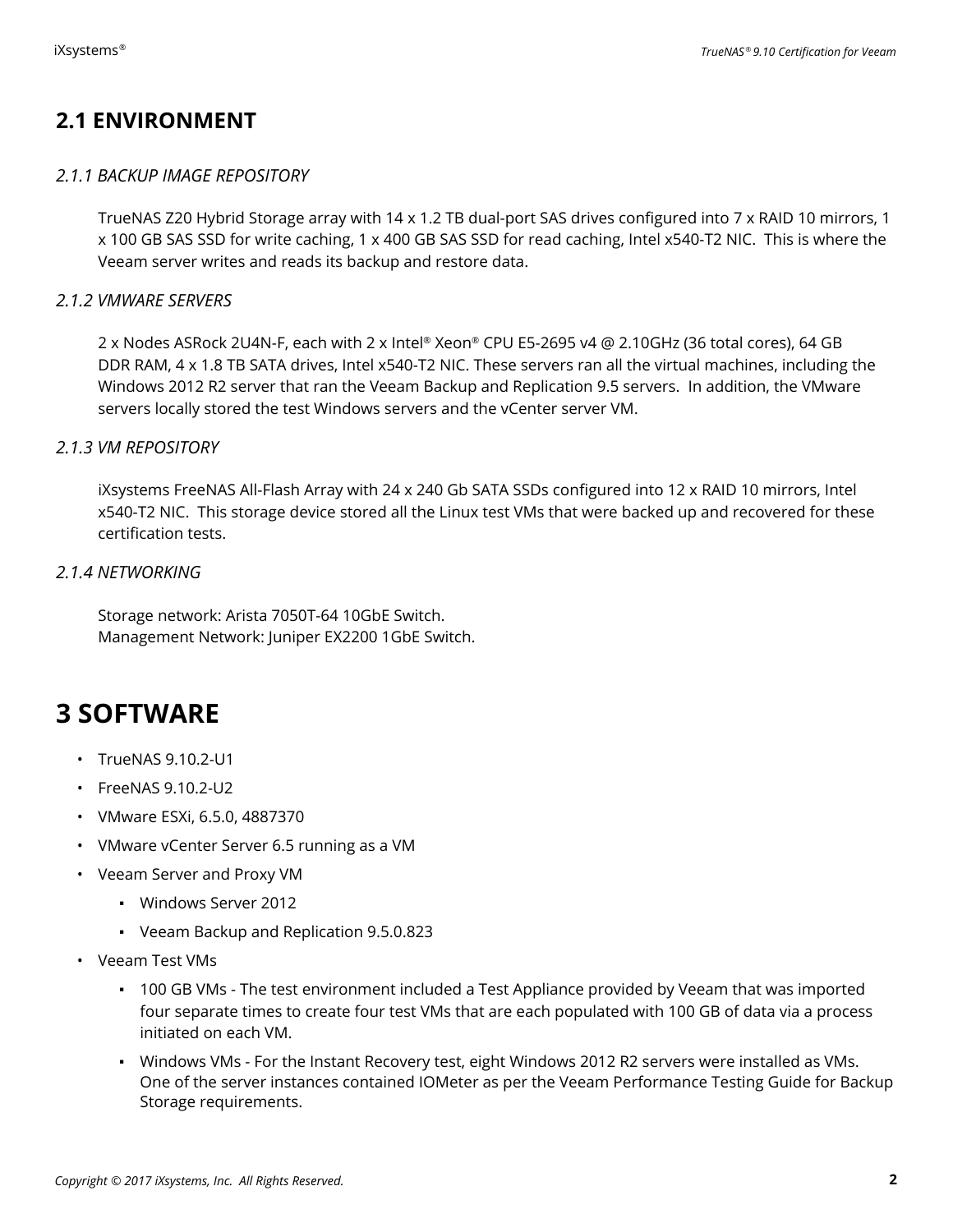## 2.1 ENVIRONMENT

### *2.1.1 BACKUP IMAGE REPOSITORY*

TrueNAS Z20 Hybrid Storage array with 14 x 1.2 TB dual-port SAS drives configured into 7 x RAID 10 mirrors, 1 x 100 GB SAS SSD for write caching, 1 x 400 GB SAS SSD for read caching, Intel x540-T2 NIC. This is where the Veeam server writes and reads its backup and restore data.

### *2.1.2 VMWARE SERVERS*

2 x Nodes ASRock 2U4N-F, each with 2 x Intel® Xeon® CPU E5-2695 v4 @ 2.10GHz (36 total cores), 64 GB DDR RAM, 4 x 1.8 TB SATA drives, Intel x540-T2 NIC. These servers ran all the virtual machines, including the Windows 2012 R2 server that ran the Veeam Backup and Replication 9.5 servers. In addition, the VMware servers locally stored the test Windows servers and the vCenter server VM.

### *2.1.3 VM REPOSITORY*

iXsystems FreeNAS All-Flash Array with 24 x 240 Gb SATA SSDs configured into 12 x RAID 10 mirrors, Intel x540-T2 NIC. This storage device stored all the Linux test VMs that were backed up and recovered for these certification tests.

### *2.1.4 NETWORKING*

Storage network: Arista 7050T-64 10GbE Switch.
Management Network: Juniper EX2200 1GbE Switch.

# 3 SOFTWARE

- TrueNAS 9.10.2-U1
- FreeNAS 9.10.2-U2
- VMware ESXi, 6.5.0, 4887370
- VMware vCenter Server 6.5 running as a VM
- Veeam Server and Proxy VM
  - Windows Server 2012
  - Veeam Backup and Replication 9.5.0.823
- Veeam Test VMs
  - 100 GB VMs - The test environment included a Test Appliance provided by Veeam that was imported four separate times to create four test VMs that are each populated with 100 GB of data via a process initiated on each VM.
  - Windows VMs - For the Instant Recovery test, eight Windows 2012 R2 servers were installed as VMs. One of the server instances contained IOMeter as per the Veeam Performance Testing Guide for Backup Storage requirements.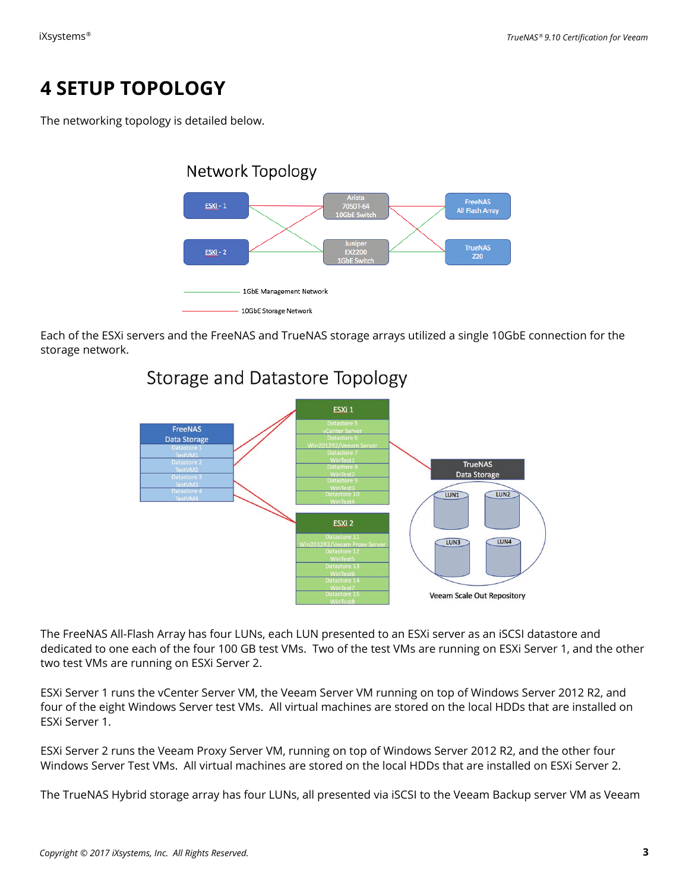# 4 SETUP TOPOLOGY

The networking topology is detailed below.

Each of the ESXi servers and the FreeNAS and TrueNAS storage arrays utilized a single 10GbE connection for the storage network.

The FreeNAS All-Flash Array has four LUNs, each LUN presented to an ESXi server as an iSCSI datastore and dedicated to one each of the four 100 GB test VMs. Two of the test VMs are running on ESXi Server 1, and the other two test VMs are running on ESXi Server 2.

ESXi Server 1 runs the vCenter Server VM, the Veeam Server VM running on top of Windows Server 2012 R2, and four of the eight Windows Server test VMs. All virtual machines are stored on the local HDDs that are installed on ESXi Server 1.

ESXi Server 2 runs the Veeam Proxy Server VM, running on top of Windows Server 2012 R2, and the other four Windows Server Test VMs. All virtual machines are stored on the local HDDs that are installed on ESXi Server 2.

The TrueNAS Hybrid storage array has four LUNs, all presented via iSCSI to the Veeam Backup server VM as Veeam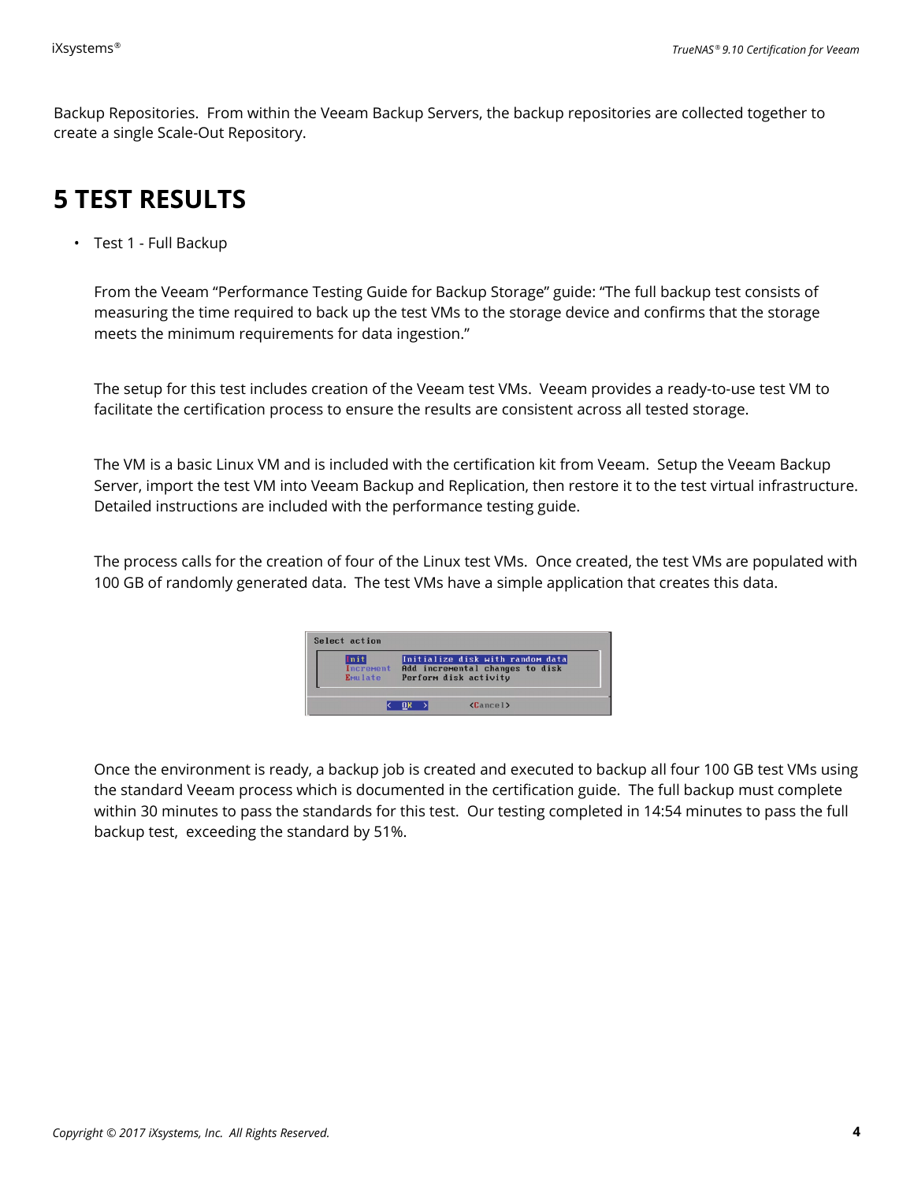Backup Repositories. From within the Veeam Backup Servers, the backup repositories are collected together to create a single Scale-Out Repository.

# 5 TEST RESULTS

- Test 1 - Full Backup

  From the Veeam "Performance Testing Guide for Backup Storage" guide: "The full backup test consists of measuring the time required to back up the test VMs to the storage device and confirms that the storage meets the minimum requirements for data ingestion."

  The setup for this test includes creation of the Veeam test VMs. Veeam provides a ready-to-use test VM to facilitate the certification process to ensure the results are consistent across all tested storage.

  The VM is a basic Linux VM and is included with the certification kit from Veeam. Setup the Veeam Backup Server, import the test VM into Veeam Backup and Replication, then restore it to the test virtual infrastructure. Detailed instructions are included with the performance testing guide.

  The process calls for the creation of four of the Linux test VMs. Once created, the test VMs are populated with 100 GB of randomly generated data. The test VMs have a simple application that creates this data.

  Once the environment is ready, a backup job is created and executed to backup all four 100 GB test VMs using the standard Veeam process which is documented in the certification guide. The full backup must complete within 30 minutes to pass the standards for this test. Our testing completed in 14:54 minutes to pass the full backup test, exceeding the standard by 51%.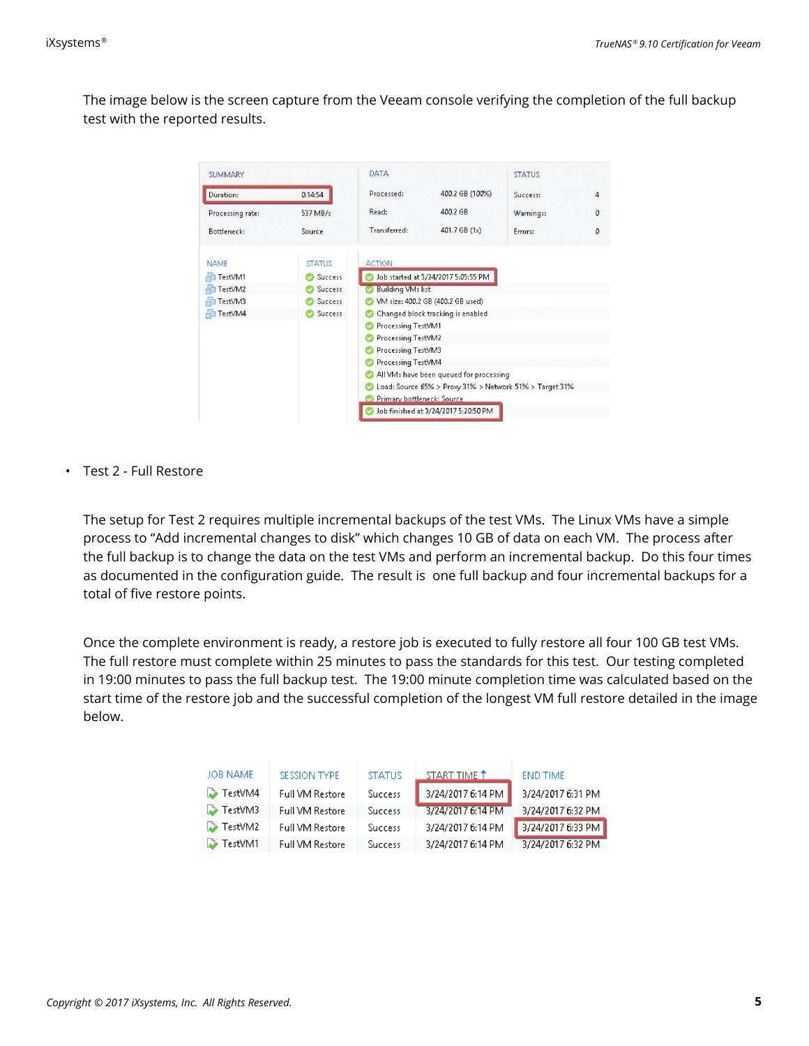The image below is the screen capture from the Veeam console verifying the completion of the full backup test with the reported results.

| SUMMARY | | DATA | | STATUS | |
|---|---|---|---|---|---|
| Duration: | 0:14:54 | Processed: | 400.2 GB (100%) | Success: | 4 |
| Processing rate: | 537 MB/s | Read: | 400.2 GB | Warnings: | 0 |
| Bottleneck: | Source | Transferred: | 401.7 GB (1x) | Errors: | 0 |

| NAME | STATUS | ACTION |
|---|---|---|
| TestVM1 | Success | Job started at 3/24/2017 5:05:55 PM |
| TestVM2 | Success | Building VMs list |
| TestVM3 | Success | VM size: 400.2 GB (400.2 GB used) |
| TestVM4 | Success | Changed block tracking is enabled |
| | | Processing TestVM1 |
| | | Processing TestVM2 |
| | | Processing TestVM3 |
| | | Processing TestVM4 |
| | | All VMs have been queued for processing |
| | | Load: Source 65% > Proxy 31% > Network 51% > Target 31% |
| | | Primary bottleneck: Source |
| | | Job finished at 3/24/2017 5:20:50 PM |

- Test 2 - Full Restore

The setup for Test 2 requires multiple incremental backups of the test VMs. The Linux VMs have a simple process to "Add incremental changes to disk" which changes 10 GB of data on each VM. The process after the full backup is to change the data on the test VMs and perform an incremental backup. Do this four times as documented in the configuration guide. The result is one full backup and four incremental backups for a total of five restore points.

Once the complete environment is ready, a restore job is executed to fully restore all four 100 GB test VMs. The full restore must complete within 25 minutes to pass the standards for this test. Our testing completed in 19:00 minutes to pass the full backup test. The 19:00 minute completion time was calculated based on the start time of the restore job and the successful completion of the longest VM full restore detailed in the image below.

| JOB NAME | SESSION TYPE | STATUS | START TIME | END TIME |
|---|---|---|---|---|
| TestVM4 | Full VM Restore | Success | 3/24/2017 6:14 PM | 3/24/2017 6:31 PM |
| TestVM3 | Full VM Restore | Success | 3/24/2017 6:14 PM | 3/24/2017 6:32 PM |
| TestVM2 | Full VM Restore | Success | 3/24/2017 6:14 PM | 3/24/2017 6:33 PM |
| TestVM1 | Full VM Restore | Success | 3/24/2017 6:14 PM | 3/24/2017 6:32 PM |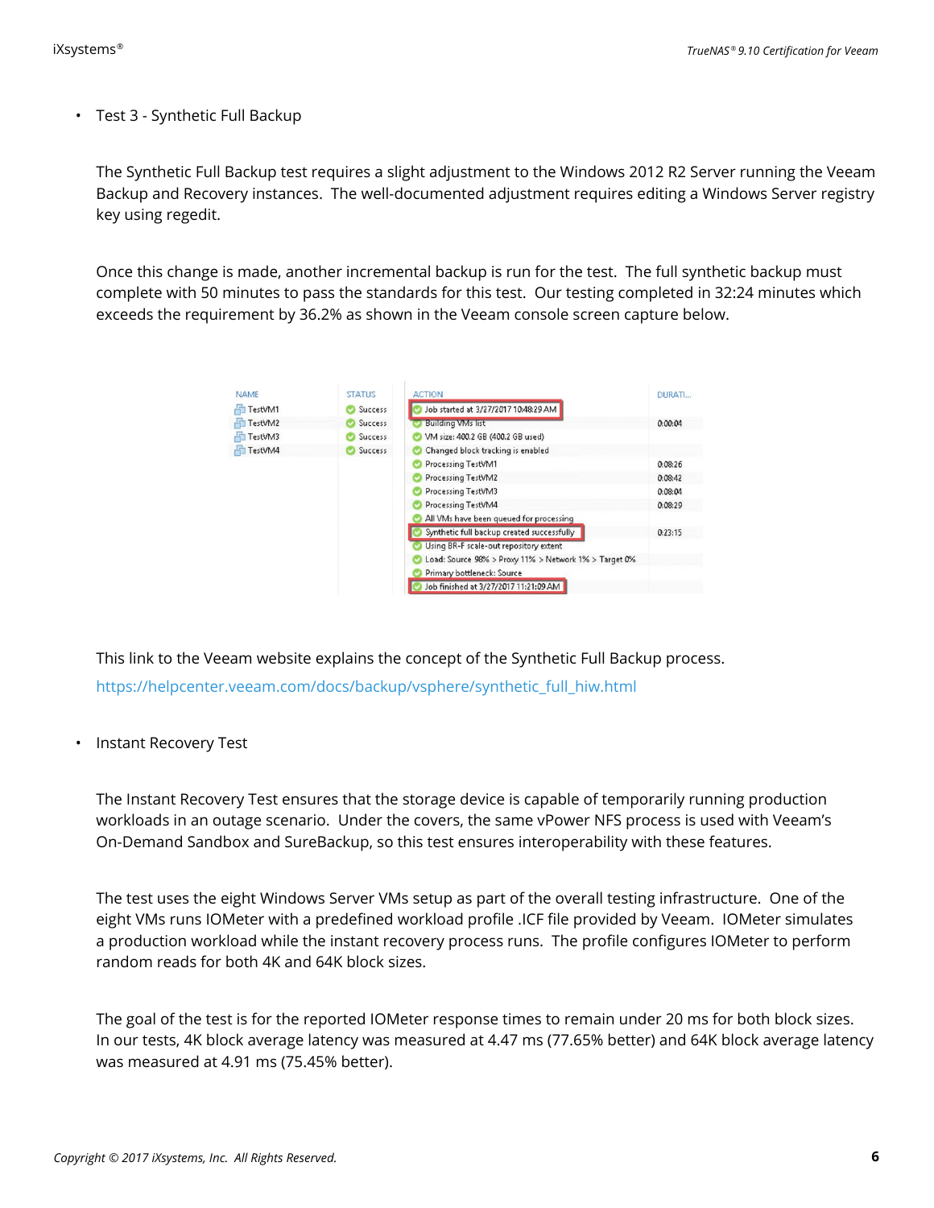- Test 3 - Synthetic Full Backup

The Synthetic Full Backup test requires a slight adjustment to the Windows 2012 R2 Server running the Veeam Backup and Recovery instances. The well-documented adjustment requires editing a Windows Server registry key using regedit.

Once this change is made, another incremental backup is run for the test. The full synthetic backup must complete with 50 minutes to pass the standards for this test. Our testing completed in 32:24 minutes which exceeds the requirement by 36.2% as shown in the Veeam console screen capture below.

| NAME | STATUS | ACTION | DURATI... |
|---|---|---|---|
| TestVM1 | Success | Job started at 3/27/2017 10:48:29 AM | |
| TestVM2 | Success | Building VMs list | 0:00:04 |
| TestVM3 | Success | VM size: 400.2 GB (400.2 GB used) | |
| TestVM4 | Success | Changed block tracking is enabled | |
| | | Processing TestVM1 | 0:08:26 |
| | | Processing TestVM2 | 0:08:42 |
| | | Processing TestVM3 | 0:08:04 |
| | | Processing TestVM4 | 0:08:29 |
| | | All VMs have been queued for processing | |
| | | Synthetic full backup created successfully | 0:23:15 |
| | | Using BR-F scale-out repository extent | |
| | | Load: Source 98% > Proxy 11% > Network 1% > Target 0% | |
| | | Primary bottleneck: Source | |
| | | Job finished at 3/27/2017 11:21:09 AM | |

This link to the Veeam website explains the concept of the Synthetic Full Backup process.
https://helpcenter.veeam.com/docs/backup/vsphere/synthetic_full_hiw.html

- Instant Recovery Test

The Instant Recovery Test ensures that the storage device is capable of temporarily running production workloads in an outage scenario. Under the covers, the same vPower NFS process is used with Veeam's On-Demand Sandbox and SureBackup, so this test ensures interoperability with these features.

The test uses the eight Windows Server VMs setup as part of the overall testing infrastructure. One of the eight VMs runs IOMeter with a predefined workload profile .ICF file provided by Veeam. IOMeter simulates a production workload while the instant recovery process runs. The profile configures IOMeter to perform random reads for both 4K and 64K block sizes.

The goal of the test is for the reported IOMeter response times to remain under 20 ms for both block sizes. In our tests, 4K block average latency was measured at 4.47 ms (77.65% better) and 64K block average latency was measured at 4.91 ms (75.45% better).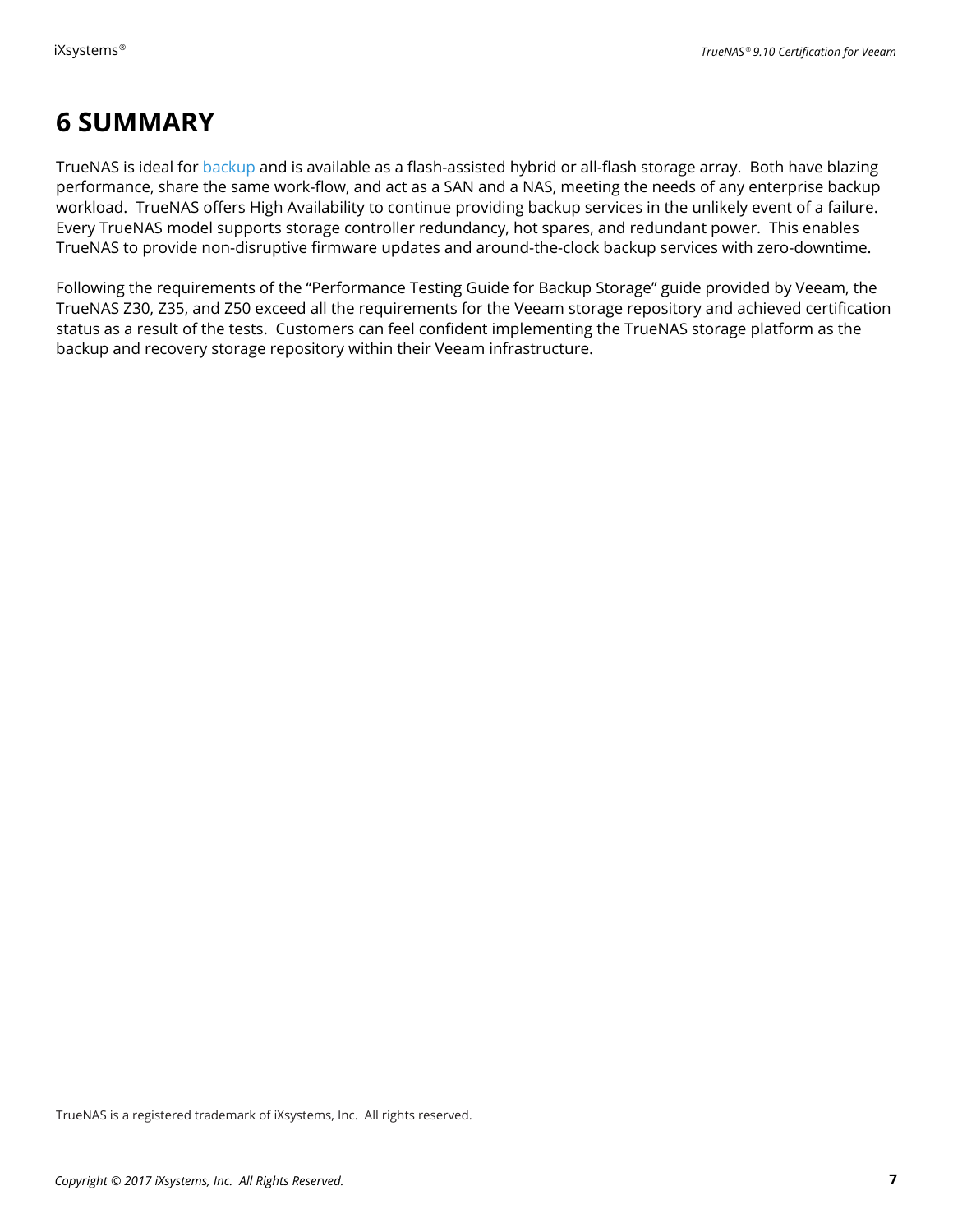# 6 SUMMARY

TrueNAS is ideal for backup and is available as a flash-assisted hybrid or all-flash storage array. Both have blazing performance, share the same work-flow, and act as a SAN and a NAS, meeting the needs of any enterprise backup workload. TrueNAS offers High Availability to continue providing backup services in the unlikely event of a failure. Every TrueNAS model supports storage controller redundancy, hot spares, and redundant power. This enables TrueNAS to provide non-disruptive firmware updates and around-the-clock backup services with zero-downtime.

Following the requirements of the "Performance Testing Guide for Backup Storage" guide provided by Veeam, the TrueNAS Z30, Z35, and Z50 exceed all the requirements for the Veeam storage repository and achieved certification status as a result of the tests. Customers can feel confident implementing the TrueNAS storage platform as the backup and recovery storage repository within their Veeam infrastructure.

TrueNAS is a registered trademark of iXsystems, Inc. All rights reserved.

*Copyright © 2017 iXsystems, Inc. All Rights Reserved.*